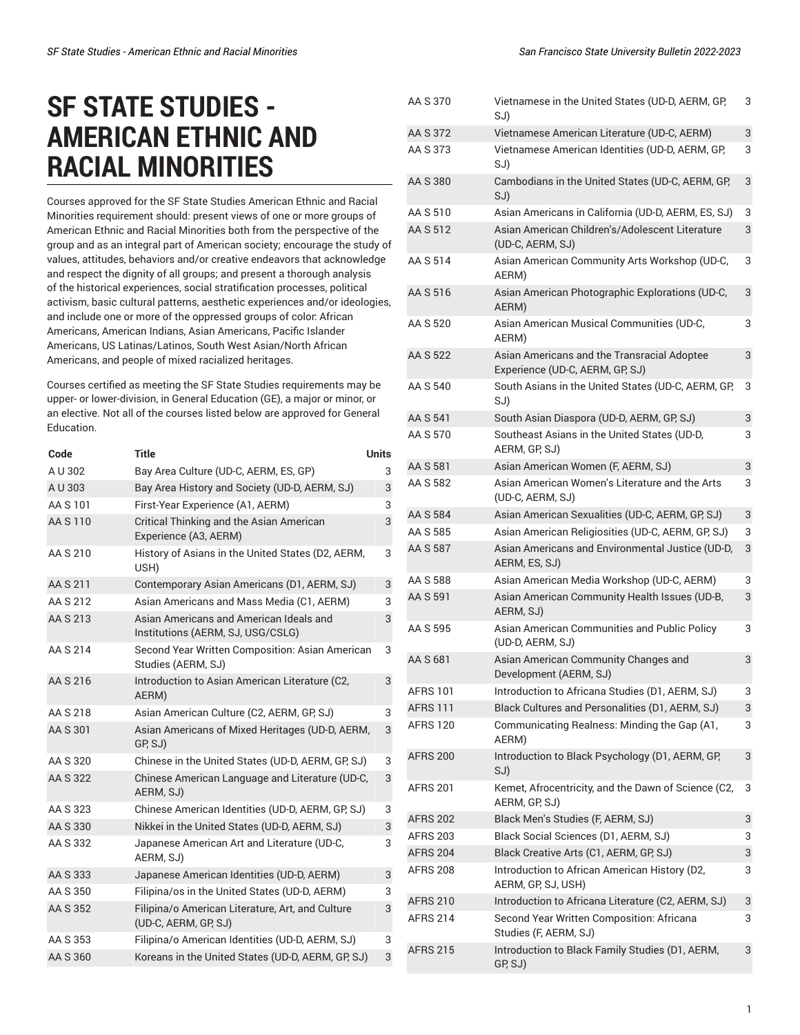# SF STATE STUDIES - AMERICAN ETHNIC AND RACIAL MINORITIES

Courses approved for the SF State Studies American Ethnic and Racial Minorities requirement should: present views of one or more groups of American Ethnic and Racial Minorities both from the perspective of the group and as an integral part of American society; encourage the study of values, attitudes, behaviors and/or creative endeavors that acknowledge and respect the dignity of all groups; and present a thorough analysis of the historical experiences, social stratification processes, political activism, basic cultural patterns, aesthetic experiences and/or ideologies, and include one or more of the oppressed groups of color: African Americans, American Indians, Asian Americans, Pacific Islander Americans, US Latinas/Latinos, South West Asian/North African Americans, and people of mixed racialized heritages.

Courses certified as meeting the SF State Studies requirements may be upper- or lower-division, in General Education (GE), a major or minor, or an elective. Not all of the courses listed below are approved for General Education.

| Code | Title | Units |
|---|---|---|
| A U 302 | Bay Area Culture (UD-C, AERM, ES, GP) | 3 |
| A U 303 | Bay Area History and Society (UD-D, AERM, SJ) | 3 |
| AA S 101 | First-Year Experience (A1, AERM) | 3 |
| AA S 110 | Critical Thinking and the Asian American Experience (A3, AERM) | 3 |
| AA S 210 | History of Asians in the United States (D2, AERM, USH) | 3 |
| AA S 211 | Contemporary Asian Americans (D1, AERM, SJ) | 3 |
| AA S 212 | Asian Americans and Mass Media (C1, AERM) | 3 |
| AA S 213 | Asian Americans and American Ideals and Institutions (AERM, SJ, USG/CSLG) | 3 |
| AA S 214 | Second Year Written Composition: Asian American Studies (AERM, SJ) | 3 |
| AA S 216 | Introduction to Asian American Literature (C2, AERM) | 3 |
| AA S 218 | Asian American Culture (C2, AERM, GP, SJ) | 3 |
| AA S 301 | Asian Americans of Mixed Heritages (UD-D, AERM, GP, SJ) | 3 |
| AA S 320 | Chinese in the United States (UD-D, AERM, GP, SJ) | 3 |
| AA S 322 | Chinese American Language and Literature (UD-C, AERM, SJ) | 3 |
| AA S 323 | Chinese American Identities (UD-D, AERM, GP, SJ) | 3 |
| AA S 330 | Nikkei in the United States (UD-D, AERM, SJ) | 3 |
| AA S 332 | Japanese American Art and Literature (UD-C, AERM, SJ) | 3 |
| AA S 333 | Japanese American Identities (UD-D, AERM) | 3 |
| AA S 350 | Filipina/os in the United States (UD-D, AERM) | 3 |
| AA S 352 | Filipina/o American Literature, Art, and Culture (UD-C, AERM, GP, SJ) | 3 |
| AA S 353 | Filipina/o American Identities (UD-D, AERM, SJ) | 3 |
| AA S 360 | Koreans in the United States (UD-D, AERM, GP, SJ) | 3 |
| AA S 370 | Vietnamese in the United States (UD-D, AERM, GP, SJ) | 3 |
| AA S 372 | Vietnamese American Literature (UD-C, AERM) | 3 |
| AA S 373 | Vietnamese American Identities (UD-D, AERM, GP, SJ) | 3 |
| AA S 380 | Cambodians in the United States (UD-C, AERM, GP, SJ) | 3 |
| AA S 510 | Asian Americans in California (UD-D, AERM, ES, SJ) | 3 |
| AA S 512 | Asian American Children's/Adolescent Literature (UD-C, AERM, SJ) | 3 |
| AA S 514 | Asian American Community Arts Workshop (UD-C, AERM) | 3 |
| AA S 516 | Asian American Photographic Explorations (UD-C, AERM) | 3 |
| AA S 520 | Asian American Musical Communities (UD-C, AERM) | 3 |
| AA S 522 | Asian Americans and the Transracial Adoptee Experience (UD-C, AERM, GP, SJ) | 3 |
| AA S 540 | South Asians in the United States (UD-C, AERM, GP, SJ) | 3 |
| AA S 541 | South Asian Diaspora (UD-D, AERM, GP, SJ) | 3 |
| AA S 570 | Southeast Asians in the United States (UD-D, AERM, GP, SJ) | 3 |
| AA S 581 | Asian American Women (F, AERM, SJ) | 3 |
| AA S 582 | Asian American Women's Literature and the Arts (UD-C, AERM, SJ) | 3 |
| AA S 584 | Asian American Sexualities (UD-C, AERM, GP, SJ) | 3 |
| AA S 585 | Asian American Religiosities (UD-C, AERM, GP, SJ) | 3 |
| AA S 587 | Asian Americans and Environmental Justice (UD-D, AERM, ES, SJ) | 3 |
| AA S 588 | Asian American Media Workshop (UD-C, AERM) | 3 |
| AA S 591 | Asian American Community Health Issues (UD-B, AERM, SJ) | 3 |
| AA S 595 | Asian American Communities and Public Policy (UD-D, AERM, SJ) | 3 |
| AA S 681 | Asian American Community Changes and Development (AERM, SJ) | 3 |
| AFRS 101 | Introduction to Africana Studies (D1, AERM, SJ) | 3 |
| AFRS 111 | Black Cultures and Personalities (D1, AERM, SJ) | 3 |
| AFRS 120 | Communicating Realness: Minding the Gap (A1, AERM) | 3 |
| AFRS 200 | Introduction to Black Psychology (D1, AERM, GP, SJ) | 3 |
| AFRS 201 | Kemet, Afrocentricity, and the Dawn of Science (C2, AERM, GP, SJ) | 3 |
| AFRS 202 | Black Men's Studies (F, AERM, SJ) | 3 |
| AFRS 203 | Black Social Sciences (D1, AERM, SJ) | 3 |
| AFRS 204 | Black Creative Arts (C1, AERM, GP, SJ) | 3 |
| AFRS 208 | Introduction to African American History (D2, AERM, GP, SJ, USH) | 3 |
| AFRS 210 | Introduction to Africana Literature (C2, AERM, SJ) | 3 |
| AFRS 214 | Second Year Written Composition: Africana Studies (F, AERM, SJ) | 3 |
| AFRS 215 | Introduction to Black Family Studies (D1, AERM, GP, SJ) | 3 |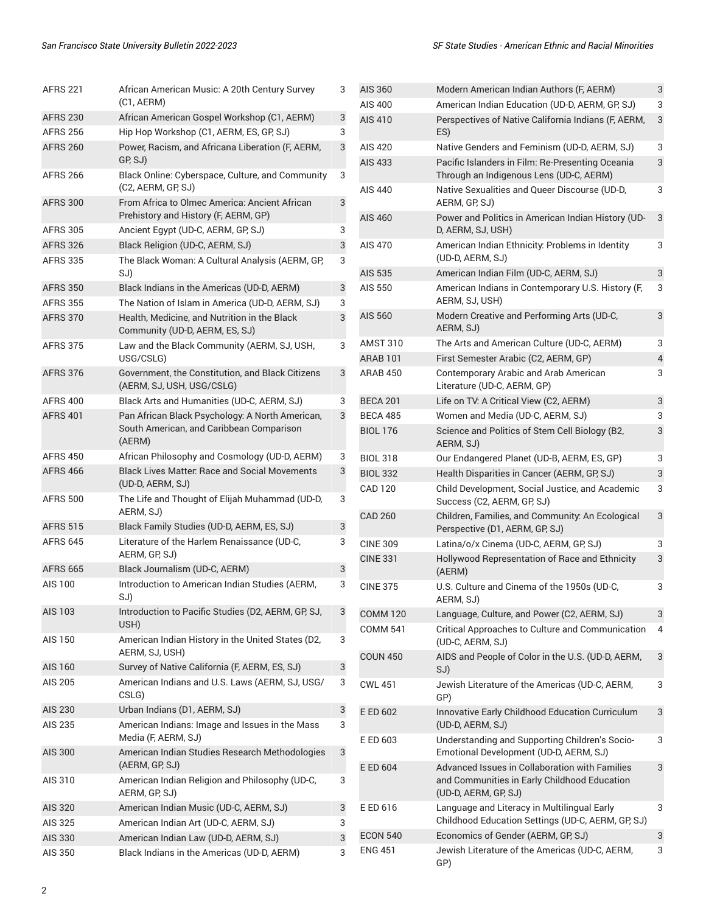| | | |
|---|---|---|
| AFRS 221 | African American Music: A 20th Century Survey (C1, AERM) | 3 |
| AFRS 230 | African American Gospel Workshop (C1, AERM) | 3 |
| AFRS 256 | Hip Hop Workshop (C1, AERM, ES, GP, SJ) | 3 |
| AFRS 260 | Power, Racism, and Africana Liberation (F, AERM, GP, SJ) | 3 |
| AFRS 266 | Black Online: Cyberspace, Culture, and Community (C2, AERM, GP, SJ) | 3 |
| AFRS 300 | From Africa to Olmec America: Ancient African Prehistory and History (F, AERM, GP) | 3 |
| AFRS 305 | Ancient Egypt (UD-C, AERM, GP, SJ) | 3 |
| AFRS 326 | Black Religion (UD-C, AERM, SJ) | 3 |
| AFRS 335 | The Black Woman: A Cultural Analysis (AERM, GP, SJ) | 3 |
| AFRS 350 | Black Indians in the Americas (UD-D, AERM) | 3 |
| AFRS 355 | The Nation of Islam in America (UD-D, AERM, SJ) | 3 |
| AFRS 370 | Health, Medicine, and Nutrition in the Black Community (UD-D, AERM, ES, SJ) | 3 |
| AFRS 375 | Law and the Black Community (AERM, SJ, USH, USG/CSLG) | 3 |
| AFRS 376 | Government, the Constitution, and Black Citizens (AERM, SJ, USH, USG/CSLG) | 3 |
| AFRS 400 | Black Arts and Humanities (UD-C, AERM, SJ) | 3 |
| AFRS 401 | Pan African Black Psychology: A North American, South American, and Caribbean Comparison (AERM) | 3 |
| AFRS 450 | African Philosophy and Cosmology (UD-D, AERM) | 3 |
| AFRS 466 | Black Lives Matter: Race and Social Movements (UD-D, AERM, SJ) | 3 |
| AFRS 500 | The Life and Thought of Elijah Muhammad (UD-D, AERM, SJ) | 3 |
| AFRS 515 | Black Family Studies (UD-D, AERM, ES, SJ) | 3 |
| AFRS 645 | Literature of the Harlem Renaissance (UD-C, AERM, GP, SJ) | 3 |
| AFRS 665 | Black Journalism (UD-C, AERM) | 3 |
| AIS 100 | Introduction to American Indian Studies (AERM, SJ) | 3 |
| AIS 103 | Introduction to Pacific Studies (D2, AERM, GP, SJ, USH) | 3 |
| AIS 150 | American Indian History in the United States (D2, AERM, SJ, USH) | 3 |
| AIS 160 | Survey of Native California (F, AERM, ES, SJ) | 3 |
| AIS 205 | American Indians and U.S. Laws (AERM, SJ, USG/CSLG) | 3 |
| AIS 230 | Urban Indians (D1, AERM, SJ) | 3 |
| AIS 235 | American Indians: Image and Issues in the Mass Media (F, AERM, SJ) | 3 |
| AIS 300 | American Indian Studies Research Methodologies (AERM, GP, SJ) | 3 |
| AIS 310 | American Indian Religion and Philosophy (UD-C, AERM, GP, SJ) | 3 |
| AIS 320 | American Indian Music (UD-C, AERM, SJ) | 3 |
| AIS 325 | American Indian Art (UD-C, AERM, SJ) | 3 |
| AIS 330 | American Indian Law (UD-D, AERM, SJ) | 3 |
| AIS 350 | Black Indians in the Americas (UD-D, AERM) | 3 |
| AIS 360 | Modern American Indian Authors (F, AERM) | 3 |
| AIS 400 | American Indian Education (UD-D, AERM, GP, SJ) | 3 |
| AIS 410 | Perspectives of Native California Indians (F, AERM, ES) | 3 |
| AIS 420 | Native Genders and Feminism (UD-D, AERM, SJ) | 3 |
| AIS 433 | Pacific Islanders in Film: Re-Presenting Oceania Through an Indigenous Lens (UD-C, AERM) | 3 |
| AIS 440 | Native Sexualities and Queer Discourse (UD-D, AERM, GP, SJ) | 3 |
| AIS 460 | Power and Politics in American Indian History (UD-D, AERM, SJ, USH) | 3 |
| AIS 470 | American Indian Ethnicity: Problems in Identity (UD-D, AERM, SJ) | 3 |
| AIS 535 | American Indian Film (UD-C, AERM, SJ) | 3 |
| AIS 550 | American Indians in Contemporary U.S. History (F, AERM, SJ, USH) | 3 |
| AIS 560 | Modern Creative and Performing Arts (UD-C, AERM, SJ) | 3 |
| AMST 310 | The Arts and American Culture (UD-C, AERM) | 3 |
| ARAB 101 | First Semester Arabic (C2, AERM, GP) | 4 |
| ARAB 450 | Contemporary Arabic and Arab American Literature (UD-C, AERM, GP) | 3 |
| BECA 201 | Life on TV: A Critical View (C2, AERM) | 3 |
| BECA 485 | Women and Media (UD-C, AERM, SJ) | 3 |
| BIOL 176 | Science and Politics of Stem Cell Biology (B2, AERM, SJ) | 3 |
| BIOL 318 | Our Endangered Planet (UD-B, AERM, ES, GP) | 3 |
| BIOL 332 | Health Disparities in Cancer (AERM, GP, SJ) | 3 |
| CAD 120 | Child Development, Social Justice, and Academic Success (C2, AERM, GP, SJ) | 3 |
| CAD 260 | Children, Families, and Community: An Ecological Perspective (D1, AERM, GP, SJ) | 3 |
| CINE 309 | Latina/o/x Cinema (UD-C, AERM, GP, SJ) | 3 |
| CINE 331 | Hollywood Representation of Race and Ethnicity (AERM) | 3 |
| CINE 375 | U.S. Culture and Cinema of the 1950s (UD-C, AERM, SJ) | 3 |
| COMM 120 | Language, Culture, and Power (C2, AERM, SJ) | 3 |
| COMM 541 | Critical Approaches to Culture and Communication (UD-C, AERM, SJ) | 4 |
| COUN 450 | AIDS and People of Color in the U.S. (UD-D, AERM, SJ) | 3 |
| CWL 451 | Jewish Literature of the Americas (UD-C, AERM, GP) | 3 |
| E ED 602 | Innovative Early Childhood Education Curriculum (UD-D, AERM, SJ) | 3 |
| E ED 603 | Understanding and Supporting Children's Socio-Emotional Development (UD-D, AERM, SJ) | 3 |
| E ED 604 | Advanced Issues in Collaboration with Families and Communities in Early Childhood Education (UD-D, AERM, GP, SJ) | 3 |
| E ED 616 | Language and Literacy in Multilingual Early Childhood Education Settings (UD-C, AERM, GP, SJ) | 3 |
| ECON 540 | Economics of Gender (AERM, GP, SJ) | 3 |
| ENG 451 | Jewish Literature of the Americas (UD-C, AERM, GP) | 3 |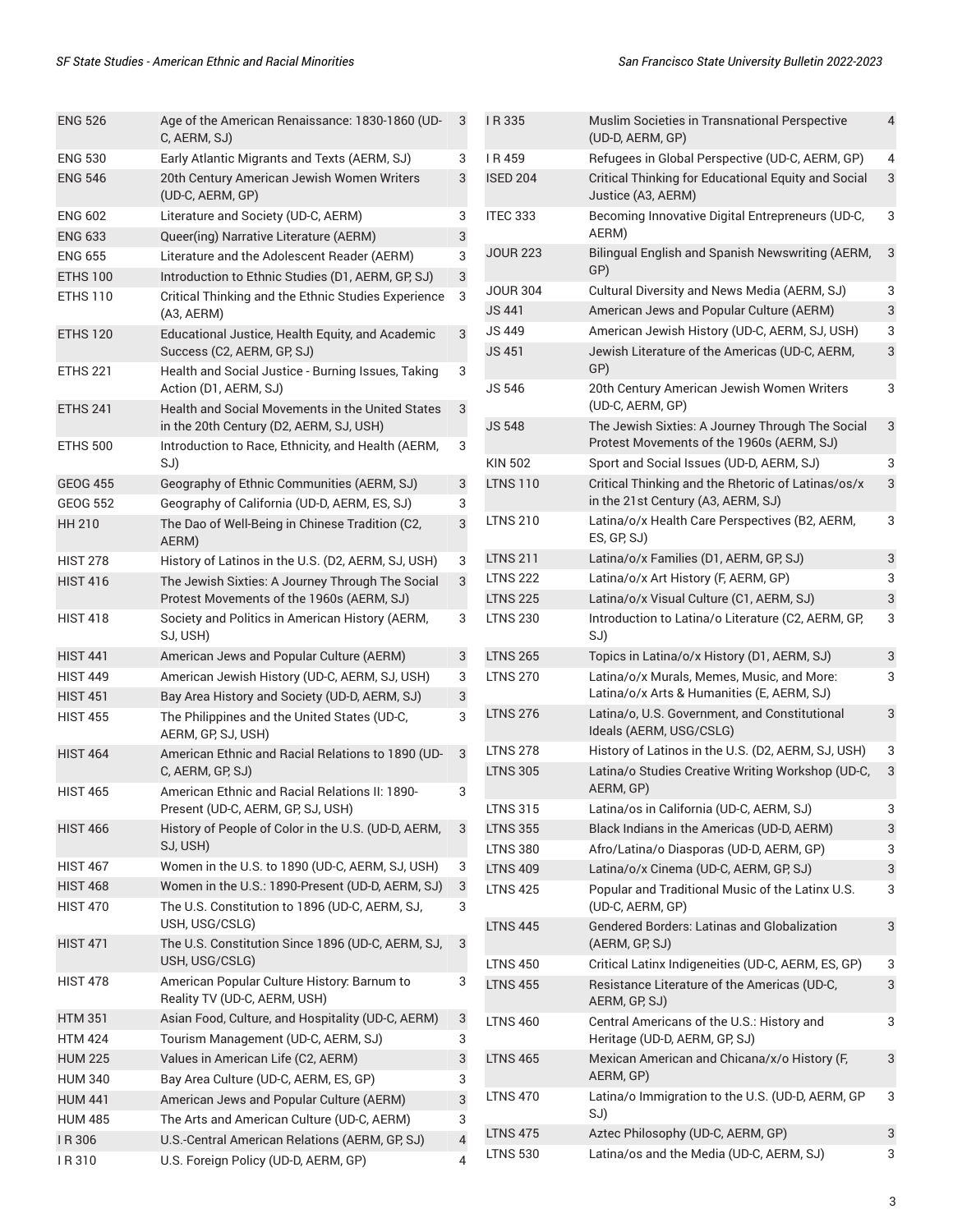| | | |
|---|---|---|
| ENG 526 | Age of the American Renaissance: 1830-1860 (UD-C, AERM, SJ) | 3 |
| ENG 530 | Early Atlantic Migrants and Texts (AERM, SJ) | 3 |
| ENG 546 | 20th Century American Jewish Women Writers (UD-C, AERM, GP) | 3 |
| ENG 602 | Literature and Society (UD-C, AERM) | 3 |
| ENG 633 | Queer(ing) Narrative Literature (AERM) | 3 |
| ENG 655 | Literature and the Adolescent Reader (AERM) | 3 |
| ETHS 100 | Introduction to Ethnic Studies (D1, AERM, GP, SJ) | 3 |
| ETHS 110 | Critical Thinking and the Ethnic Studies Experience (A3, AERM) | 3 |
| ETHS 120 | Educational Justice, Health Equity, and Academic Success (C2, AERM, GP, SJ) | 3 |
| ETHS 221 | Health and Social Justice - Burning Issues, Taking Action (D1, AERM, SJ) | 3 |
| ETHS 241 | Health and Social Movements in the United States in the 20th Century (D2, AERM, SJ, USH) | 3 |
| ETHS 500 | Introduction to Race, Ethnicity, and Health (AERM, SJ) | 3 |
| GEOG 455 | Geography of Ethnic Communities (AERM, SJ) | 3 |
| GEOG 552 | Geography of California (UD-D, AERM, ES, SJ) | 3 |
| HH 210 | The Dao of Well-Being in Chinese Tradition (C2, AERM) | 3 |
| HIST 278 | History of Latinos in the U.S. (D2, AERM, SJ, USH) | 3 |
| HIST 416 | The Jewish Sixties: A Journey Through The Social Protest Movements of the 1960s (AERM, SJ) | 3 |
| HIST 418 | Society and Politics in American History (AERM, SJ, USH) | 3 |
| HIST 441 | American Jews and Popular Culture (AERM) | 3 |
| HIST 449 | American Jewish History (UD-C, AERM, SJ, USH) | 3 |
| HIST 451 | Bay Area History and Society (UD-D, AERM, SJ) | 3 |
| HIST 455 | The Philippines and the United States (UD-C, AERM, GP, SJ, USH) | 3 |
| HIST 464 | American Ethnic and Racial Relations to 1890 (UD-C, AERM, GP, SJ) | 3 |
| HIST 465 | American Ethnic and Racial Relations II: 1890-Present (UD-C, AERM, GP, SJ, USH) | 3 |
| HIST 466 | History of People of Color in the U.S. (UD-D, AERM, SJ, USH) | 3 |
| HIST 467 | Women in the U.S. to 1890 (UD-C, AERM, SJ, USH) | 3 |
| HIST 468 | Women in the U.S.: 1890-Present (UD-D, AERM, SJ) | 3 |
| HIST 470 | The U.S. Constitution to 1896 (UD-C, AERM, SJ, USH, USG/CSLG) | 3 |
| HIST 471 | The U.S. Constitution Since 1896 (UD-C, AERM, SJ, USH, USG/CSLG) | 3 |
| HIST 478 | American Popular Culture History: Barnum to Reality TV (UD-C, AERM, USH) | 3 |
| HTM 351 | Asian Food, Culture, and Hospitality (UD-C, AERM) | 3 |
| HTM 424 | Tourism Management (UD-C, AERM, SJ) | 3 |
| HUM 225 | Values in American Life (C2, AERM) | 3 |
| HUM 340 | Bay Area Culture (UD-C, AERM, ES, GP) | 3 |
| HUM 441 | American Jews and Popular Culture (AERM) | 3 |
| HUM 485 | The Arts and American Culture (UD-C, AERM) | 3 |
| I R 306 | U.S.-Central American Relations (AERM, GP, SJ) | 4 |
| I R 310 | U.S. Foreign Policy (UD-D, AERM, GP) | 4 |
| I R 335 | Muslim Societies in Transnational Perspective (UD-D, AERM, GP) | 4 |
| I R 459 | Refugees in Global Perspective (UD-C, AERM, GP) | 4 |
| ISED 204 | Critical Thinking for Educational Equity and Social Justice (A3, AERM) | 3 |
| ITEC 333 | Becoming Innovative Digital Entrepreneurs (UD-C, AERM) | 3 |
| JOUR 223 | Bilingual English and Spanish Newswriting (AERM, GP) | 3 |
| JOUR 304 | Cultural Diversity and News Media (AERM, SJ) | 3 |
| JS 441 | American Jews and Popular Culture (AERM) | 3 |
| JS 449 | American Jewish History (UD-C, AERM, SJ, USH) | 3 |
| JS 451 | Jewish Literature of the Americas (UD-C, AERM, GP) | 3 |
| JS 546 | 20th Century American Jewish Women Writers (UD-C, AERM, GP) | 3 |
| JS 548 | The Jewish Sixties: A Journey Through The Social Protest Movements of the 1960s (AERM, SJ) | 3 |
| KIN 502 | Sport and Social Issues (UD-D, AERM, SJ) | 3 |
| LTNS 110 | Critical Thinking and the Rhetoric of Latinas/os/x in the 21st Century (A3, AERM, SJ) | 3 |
| LTNS 210 | Latina/o/x Health Care Perspectives (B2, AERM, ES, GP, SJ) | 3 |
| LTNS 211 | Latina/o/x Families (D1, AERM, GP, SJ) | 3 |
| LTNS 222 | Latina/o/x Art History (F, AERM, GP) | 3 |
| LTNS 225 | Latina/o/x Visual Culture (C1, AERM, SJ) | 3 |
| LTNS 230 | Introduction to Latina/o Literature (C2, AERM, GP, SJ) | 3 |
| LTNS 265 | Topics in Latina/o/x History (D1, AERM, SJ) | 3 |
| LTNS 270 | Latina/o/x Murals, Memes, Music, and More: Latina/o/x Arts & Humanities (E, AERM, SJ) | 3 |
| LTNS 276 | Latina/o, U.S. Government, and Constitutional Ideals (AERM, USG/CSLG) | 3 |
| LTNS 278 | History of Latinos in the U.S. (D2, AERM, SJ, USH) | 3 |
| LTNS 305 | Latina/o Studies Creative Writing Workshop (UD-C, AERM, GP) | 3 |
| LTNS 315 | Latina/os in California (UD-C, AERM, SJ) | 3 |
| LTNS 355 | Black Indians in the Americas (UD-D, AERM) | 3 |
| LTNS 380 | Afro/Latina/o Diasporas (UD-D, AERM, GP) | 3 |
| LTNS 409 | Latina/o/x Cinema (UD-C, AERM, GP, SJ) | 3 |
| LTNS 425 | Popular and Traditional Music of the Latinx U.S. (UD-C, AERM, GP) | 3 |
| LTNS 445 | Gendered Borders: Latinas and Globalization (AERM, GP, SJ) | 3 |
| LTNS 450 | Critical Latinx Indigeneities (UD-C, AERM, ES, GP) | 3 |
| LTNS 455 | Resistance Literature of the Americas (UD-C, AERM, GP, SJ) | 3 |
| LTNS 460 | Central Americans of the U.S.: History and Heritage (UD-D, AERM, GP, SJ) | 3 |
| LTNS 465 | Mexican American and Chicana/x/o History (F, AERM, GP) | 3 |
| LTNS 470 | Latina/o Immigration to the U.S. (UD-D, AERM, GP SJ) | 3 |
| LTNS 475 | Aztec Philosophy (UD-C, AERM, GP) | 3 |
| LTNS 530 | Latina/os and the Media (UD-C, AERM, SJ) | 3 |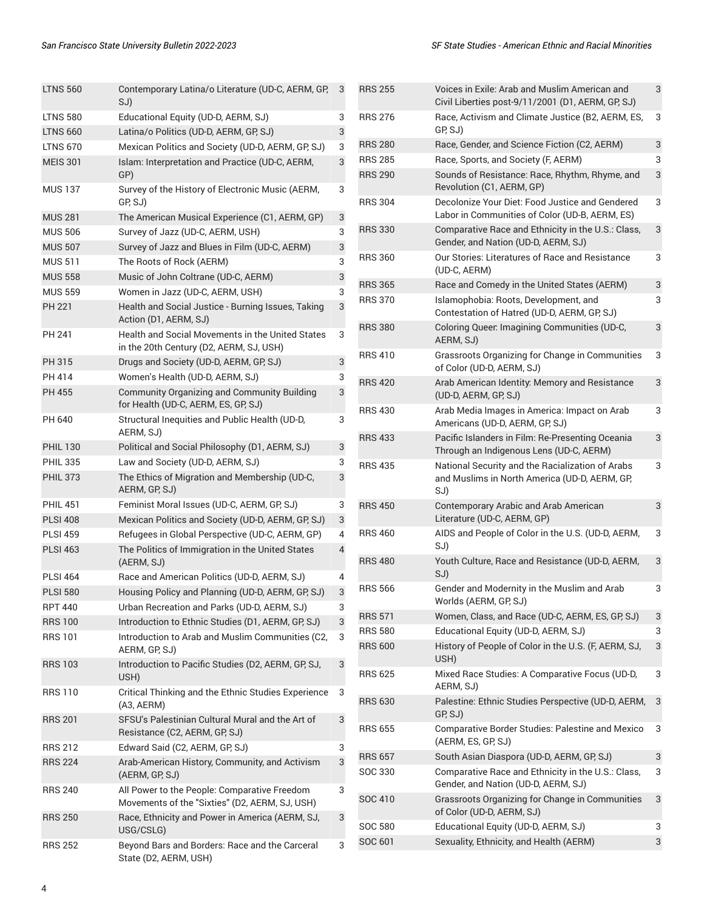| | | |
|---|---|---|
| LTNS 560 | Contemporary Latina/o Literature (UD-C, AERM, GP, SJ) | 3 |
| LTNS 580 | Educational Equity (UD-D, AERM, SJ) | 3 |
| LTNS 660 | Latina/o Politics (UD-D, AERM, GP, SJ) | 3 |
| LTNS 670 | Mexican Politics and Society (UD-D, AERM, GP, SJ) | 3 |
| MEIS 301 | Islam: Interpretation and Practice (UD-C, AERM, GP) | 3 |
| MUS 137 | Survey of the History of Electronic Music (AERM, GP, SJ) | 3 |
| MUS 281 | The American Musical Experience (C1, AERM, GP) | 3 |
| MUS 506 | Survey of Jazz (UD-C, AERM, USH) | 3 |
| MUS 507 | Survey of Jazz and Blues in Film (UD-C, AERM) | 3 |
| MUS 511 | The Roots of Rock (AERM) | 3 |
| MUS 558 | Music of John Coltrane (UD-C, AERM) | 3 |
| MUS 559 | Women in Jazz (UD-C, AERM, USH) | 3 |
| PH 221 | Health and Social Justice - Burning Issues, Taking Action (D1, AERM, SJ) | 3 |
| PH 241 | Health and Social Movements in the United States in the 20th Century (D2, AERM, SJ, USH) | 3 |
| PH 315 | Drugs and Society (UD-D, AERM, GP, SJ) | 3 |
| PH 414 | Women's Health (UD-D, AERM, SJ) | 3 |
| PH 455 | Community Organizing and Community Building for Health (UD-C, AERM, ES, GP, SJ) | 3 |
| PH 640 | Structural Inequities and Public Health (UD-D, AERM, SJ) | 3 |
| PHIL 130 | Political and Social Philosophy (D1, AERM, SJ) | 3 |
| PHIL 335 | Law and Society (UD-D, AERM, SJ) | 3 |
| PHIL 373 | The Ethics of Migration and Membership (UD-C, AERM, GP, SJ) | 3 |
| PHIL 451 | Feminist Moral Issues (UD-C, AERM, GP, SJ) | 3 |
| PLSI 408 | Mexican Politics and Society (UD-D, AERM, GP, SJ) | 3 |
| PLSI 459 | Refugees in Global Perspective (UD-C, AERM, GP) | 4 |
| PLSI 463 | The Politics of Immigration in the United States (AERM, SJ) | 4 |
| PLSI 464 | Race and American Politics (UD-D, AERM, SJ) | 4 |
| PLSI 580 | Housing Policy and Planning (UD-D, AERM, GP, SJ) | 3 |
| RPT 440 | Urban Recreation and Parks (UD-D, AERM, SJ) | 3 |
| RRS 100 | Introduction to Ethnic Studies (D1, AERM, GP, SJ) | 3 |
| RRS 101 | Introduction to Arab and Muslim Communities (C2, AERM, GP, SJ) | 3 |
| RRS 103 | Introduction to Pacific Studies (D2, AERM, GP, SJ, USH) | 3 |
| RRS 110 | Critical Thinking and the Ethnic Studies Experience (A3, AERM) | 3 |
| RRS 201 | SFSU's Palestinian Cultural Mural and the Art of Resistance (C2, AERM, GP, SJ) | 3 |
| RRS 212 | Edward Said (C2, AERM, GP, SJ) | 3 |
| RRS 224 | Arab-American History, Community, and Activism (AERM, GP, SJ) | 3 |
| RRS 240 | All Power to the People: Comparative Freedom Movements of the "Sixties" (D2, AERM, SJ, USH) | 3 |
| RRS 250 | Race, Ethnicity and Power in America (AERM, SJ, USG/CSLG) | 3 |
| RRS 252 | Beyond Bars and Borders: Race and the Carceral State (D2, AERM, USH) | 3 |
| RRS 255 | Voices in Exile: Arab and Muslim American and Civil Liberties post-9/11/2001 (D1, AERM, GP, SJ) | 3 |
| RRS 276 | Race, Activism and Climate Justice (B2, AERM, ES, GP, SJ) | 3 |
| RRS 280 | Race, Gender, and Science Fiction (C2, AERM) | 3 |
| RRS 285 | Race, Sports, and Society (F, AERM) | 3 |
| RRS 290 | Sounds of Resistance: Race, Rhythm, Rhyme, and Revolution (C1, AERM, GP) | 3 |
| RRS 304 | Decolonize Your Diet: Food Justice and Gendered Labor in Communities of Color (UD-B, AERM, ES) | 3 |
| RRS 330 | Comparative Race and Ethnicity in the U.S.: Class, Gender, and Nation (UD-D, AERM, SJ) | 3 |
| RRS 360 | Our Stories: Literatures of Race and Resistance (UD-C, AERM) | 3 |
| RRS 365 | Race and Comedy in the United States (AERM) | 3 |
| RRS 370 | Islamophobia: Roots, Development, and Contestation of Hatred (UD-D, AERM, GP, SJ) | 3 |
| RRS 380 | Coloring Queer: Imagining Communities (UD-C, AERM, SJ) | 3 |
| RRS 410 | Grassroots Organizing for Change in Communities of Color (UD-D, AERM, SJ) | 3 |
| RRS 420 | Arab American Identity: Memory and Resistance (UD-D, AERM, GP, SJ) | 3 |
| RRS 430 | Arab Media Images in America: Impact on Arab Americans (UD-D, AERM, GP, SJ) | 3 |
| RRS 433 | Pacific Islanders in Film: Re-Presenting Oceania Through an Indigenous Lens (UD-C, AERM) | 3 |
| RRS 435 | National Security and the Racialization of Arabs and Muslims in North America (UD-D, AERM, GP, SJ) | 3 |
| RRS 450 | Contemporary Arabic and Arab American Literature (UD-C, AERM, GP) | 3 |
| RRS 460 | AIDS and People of Color in the U.S. (UD-D, AERM, SJ) | 3 |
| RRS 480 | Youth Culture, Race and Resistance (UD-D, AERM, SJ) | 3 |
| RRS 566 | Gender and Modernity in the Muslim and Arab Worlds (AERM, GP, SJ) | 3 |
| RRS 571 | Women, Class, and Race (UD-C, AERM, ES, GP, SJ) | 3 |
| RRS 580 | Educational Equity (UD-D, AERM, SJ) | 3 |
| RRS 600 | History of People of Color in the U.S. (F, AERM, SJ, USH) | 3 |
| RRS 625 | Mixed Race Studies: A Comparative Focus (UD-D, AERM, SJ) | 3 |
| RRS 630 | Palestine: Ethnic Studies Perspective (UD-D, AERM, GP, SJ) | 3 |
| RRS 655 | Comparative Border Studies: Palestine and Mexico (AERM, ES, GP, SJ) | 3 |
| RRS 657 | South Asian Diaspora (UD-D, AERM, GP, SJ) | 3 |
| SOC 330 | Comparative Race and Ethnicity in the U.S.: Class, Gender, and Nation (UD-D, AERM, SJ) | 3 |
| SOC 410 | Grassroots Organizing for Change in Communities of Color (UD-D, AERM, SJ) | 3 |
| SOC 580 | Educational Equity (UD-D, AERM, SJ) | 3 |
| SOC 601 | Sexuality, Ethnicity, and Health (AERM) | 3 |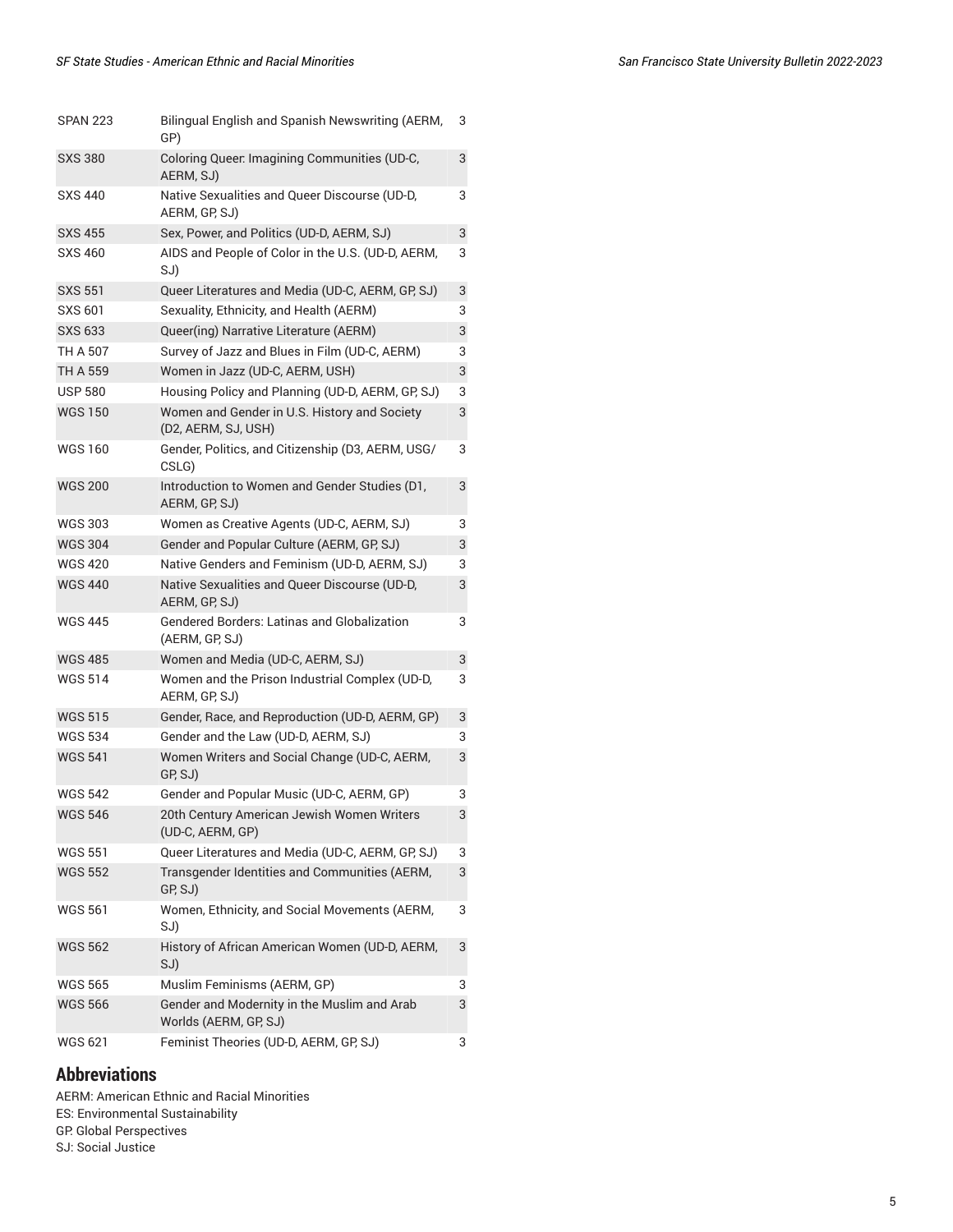| | | |
|---|---|---|
| SPAN 223 | Bilingual English and Spanish Newswriting (AERM, GP) | 3 |
| SXS 380 | Coloring Queer: Imagining Communities (UD-C, AERM, SJ) | 3 |
| SXS 440 | Native Sexualities and Queer Discourse (UD-D, AERM, GP, SJ) | 3 |
| SXS 455 | Sex, Power, and Politics (UD-D, AERM, SJ) | 3 |
| SXS 460 | AIDS and People of Color in the U.S. (UD-D, AERM, SJ) | 3 |
| SXS 551 | Queer Literatures and Media (UD-C, AERM, GP, SJ) | 3 |
| SXS 601 | Sexuality, Ethnicity, and Health (AERM) | 3 |
| SXS 633 | Queer(ing) Narrative Literature (AERM) | 3 |
| TH A 507 | Survey of Jazz and Blues in Film (UD-C, AERM) | 3 |
| TH A 559 | Women in Jazz (UD-C, AERM, USH) | 3 |
| USP 580 | Housing Policy and Planning (UD-D, AERM, GP, SJ) | 3 |
| WGS 150 | Women and Gender in U.S. History and Society (D2, AERM, SJ, USH) | 3 |
| WGS 160 | Gender, Politics, and Citizenship (D3, AERM, USG/CSLG) | 3 |
| WGS 200 | Introduction to Women and Gender Studies (D1, AERM, GP, SJ) | 3 |
| WGS 303 | Women as Creative Agents (UD-C, AERM, SJ) | 3 |
| WGS 304 | Gender and Popular Culture (AERM, GP, SJ) | 3 |
| WGS 420 | Native Genders and Feminism (UD-D, AERM, SJ) | 3 |
| WGS 440 | Native Sexualities and Queer Discourse (UD-D, AERM, GP, SJ) | 3 |
| WGS 445 | Gendered Borders: Latinas and Globalization (AERM, GP, SJ) | 3 |
| WGS 485 | Women and Media (UD-C, AERM, SJ) | 3 |
| WGS 514 | Women and the Prison Industrial Complex (UD-D, AERM, GP, SJ) | 3 |
| WGS 515 | Gender, Race, and Reproduction (UD-D, AERM, GP) | 3 |
| WGS 534 | Gender and the Law (UD-D, AERM, SJ) | 3 |
| WGS 541 | Women Writers and Social Change (UD-C, AERM, GP, SJ) | 3 |
| WGS 542 | Gender and Popular Music (UD-C, AERM, GP) | 3 |
| WGS 546 | 20th Century American Jewish Women Writers (UD-C, AERM, GP) | 3 |
| WGS 551 | Queer Literatures and Media (UD-C, AERM, GP, SJ) | 3 |
| WGS 552 | Transgender Identities and Communities (AERM, GP, SJ) | 3 |
| WGS 561 | Women, Ethnicity, and Social Movements (AERM, SJ) | 3 |
| WGS 562 | History of African American Women (UD-D, AERM, SJ) | 3 |
| WGS 565 | Muslim Feminisms (AERM, GP) | 3 |
| WGS 566 | Gender and Modernity in the Muslim and Arab Worlds (AERM, GP, SJ) | 3 |
| WGS 621 | Feminist Theories (UD-D, AERM, GP, SJ) | 3 |

## Abbreviations

AERM: American Ethnic and Racial Minorities
ES: Environmental Sustainability
GP: Global Perspectives
SJ: Social Justice